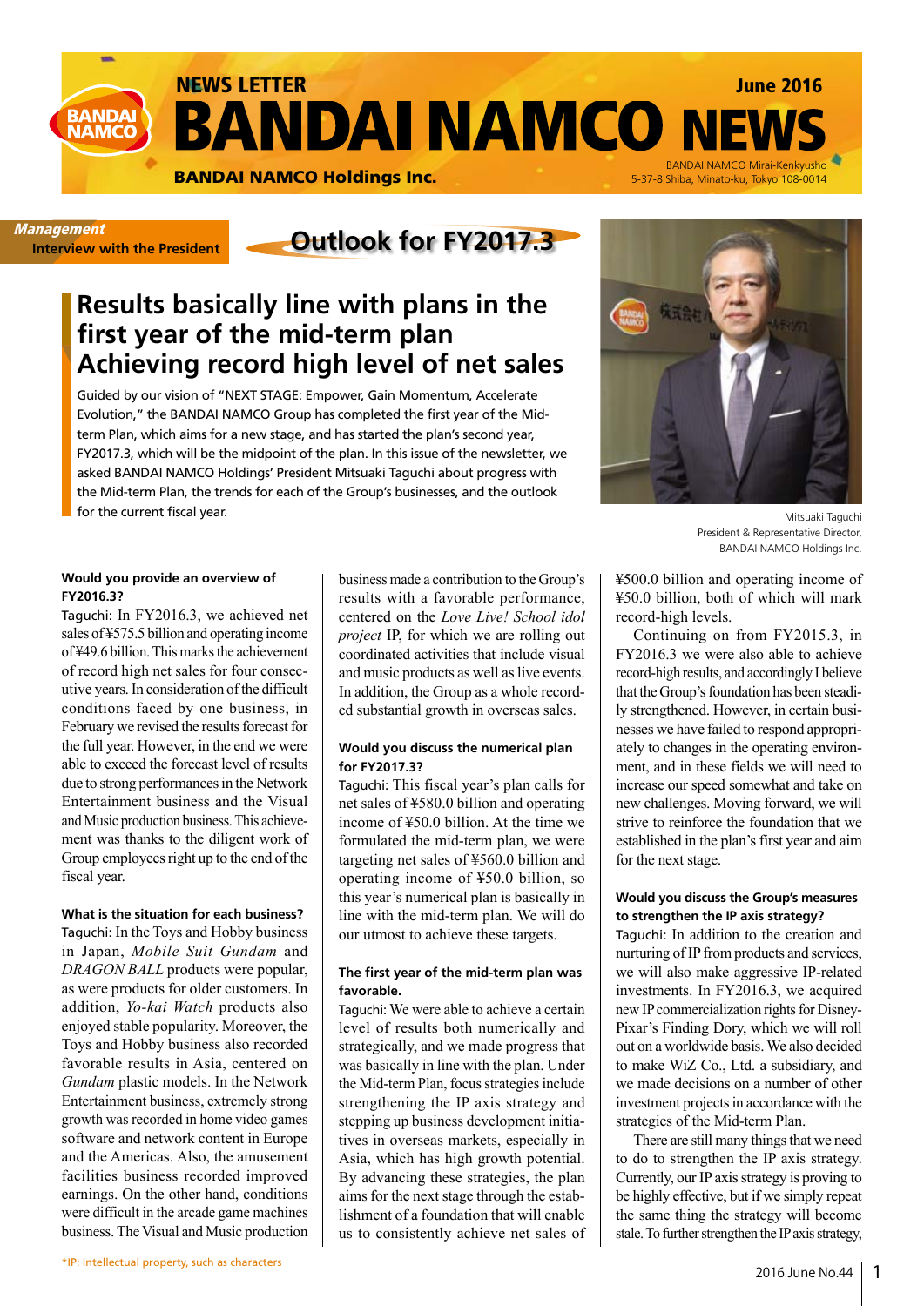NEWS LETTER

# BANDAI NAMCO NEWS

June 2016

**BANDAI NAMCO Holdings Inc.**

BANDAI NAMCO Mirai-Kenkyusho
5-37-8 Shiba, Minato-ku, Tokyo 108-0014

*Management*
**Interview with the President**

## Outlook for FY2017.3

# Results basically line with plans in the first year of the mid-term plan Achieving record high level of net sales

Guided by our vision of "NEXT STAGE: Empower, Gain Momentum, Accelerate Evolution," the BANDAI NAMCO Group has completed the first year of the Mid-term Plan, which aims for a new stage, and has started the plan's second year, FY2017.3, which will be the midpoint of the plan. In this issue of the newsletter, we asked BANDAI NAMCO Holdings' President Mitsuaki Taguchi about progress with the Mid-term Plan, the trends for each of the Group's businesses, and the outlook for the current fiscal year.

Mitsuaki Taguchi
President & Representative Director,
BANDAI NAMCO Holdings Inc.

**Would you provide an overview of FY2016.3?**

Taguchi: In FY2016.3, we achieved net sales of ¥575.5 billion and operating income of ¥49.6 billion. This marks the achievement of record high net sales for four consecutive years. In consideration of the difficult conditions faced by one business, in February we revised the results forecast for the full year. However, in the end we were able to exceed the forecast level of results due to strong performances in the Network Entertainment business and the Visual and Music production business. This achievement was thanks to the diligent work of Group employees right up to the end of the fiscal year.

**What is the situation for each business?**

Taguchi: In the Toys and Hobby business in Japan, *Mobile Suit Gundam* and *DRAGON BALL* products were popular, as were products for older customers. In addition, *Yo-kai Watch* products also enjoyed stable popularity. Moreover, the Toys and Hobby business also recorded favorable results in Asia, centered on *Gundam* plastic models. In the Network Entertainment business, extremely strong growth was recorded in home video games software and network content in Europe and the Americas. Also, the amusement facilities business recorded improved earnings. On the other hand, conditions were difficult in the arcade game machines business. The Visual and Music production business made a contribution to the Group's results with a favorable performance, centered on the *Love Live! School idol project* IP, for which we are rolling out coordinated activities that include visual and music products as well as live events. In addition, the Group as a whole recorded substantial growth in overseas sales.

**Would you discuss the numerical plan for FY2017.3?**

Taguchi: This fiscal year's plan calls for net sales of ¥580.0 billion and operating income of ¥50.0 billion. At the time we formulated the mid-term plan, we were targeting net sales of ¥560.0 billion and operating income of ¥50.0 billion, so this year's numerical plan is basically in line with the mid-term plan. We will do our utmost to achieve these targets.

**The first year of the mid-term plan was favorable.**

Taguchi: We were able to achieve a certain level of results both numerically and strategically, and we made progress that was basically in line with the plan. Under the Mid-term Plan, focus strategies include strengthening the IP axis strategy and stepping up business development initiatives in overseas markets, especially in Asia, which has high growth potential. By advancing these strategies, the plan aims for the next stage through the establishment of a foundation that will enable us to consistently achieve net sales of ¥500.0 billion and operating income of ¥50.0 billion, both of which will mark record-high levels.

Continuing on from FY2015.3, in FY2016.3 we were also able to achieve record-high results, and accordingly I believe that the Group's foundation has been steadily strengthened. However, in certain businesses we have failed to respond appropriately to changes in the operating environment, and in these fields we will need to increase our speed somewhat and take on new challenges. Moving forward, we will strive to reinforce the foundation that we established in the plan's first year and aim for the next stage.

**Would you discuss the Group's measures to strengthen the IP axis strategy?**

Taguchi: In addition to the creation and nurturing of IP from products and services, we will also make aggressive IP-related investments. In FY2016.3, we acquired new IP commercialization rights for Disney-Pixar's Finding Dory, which we will roll out on a worldwide basis. We also decided to make WiZ Co., Ltd. a subsidiary, and we made decisions on a number of other investment projects in accordance with the strategies of the Mid-term Plan.

There are still many things that we need to do to strengthen the IP axis strategy. Currently, our IP axis strategy is proving to be highly effective, but if we simply repeat the same thing the strategy will become stale. To further strengthen the IP axis strategy,

*IP: Intellectual property, such as characters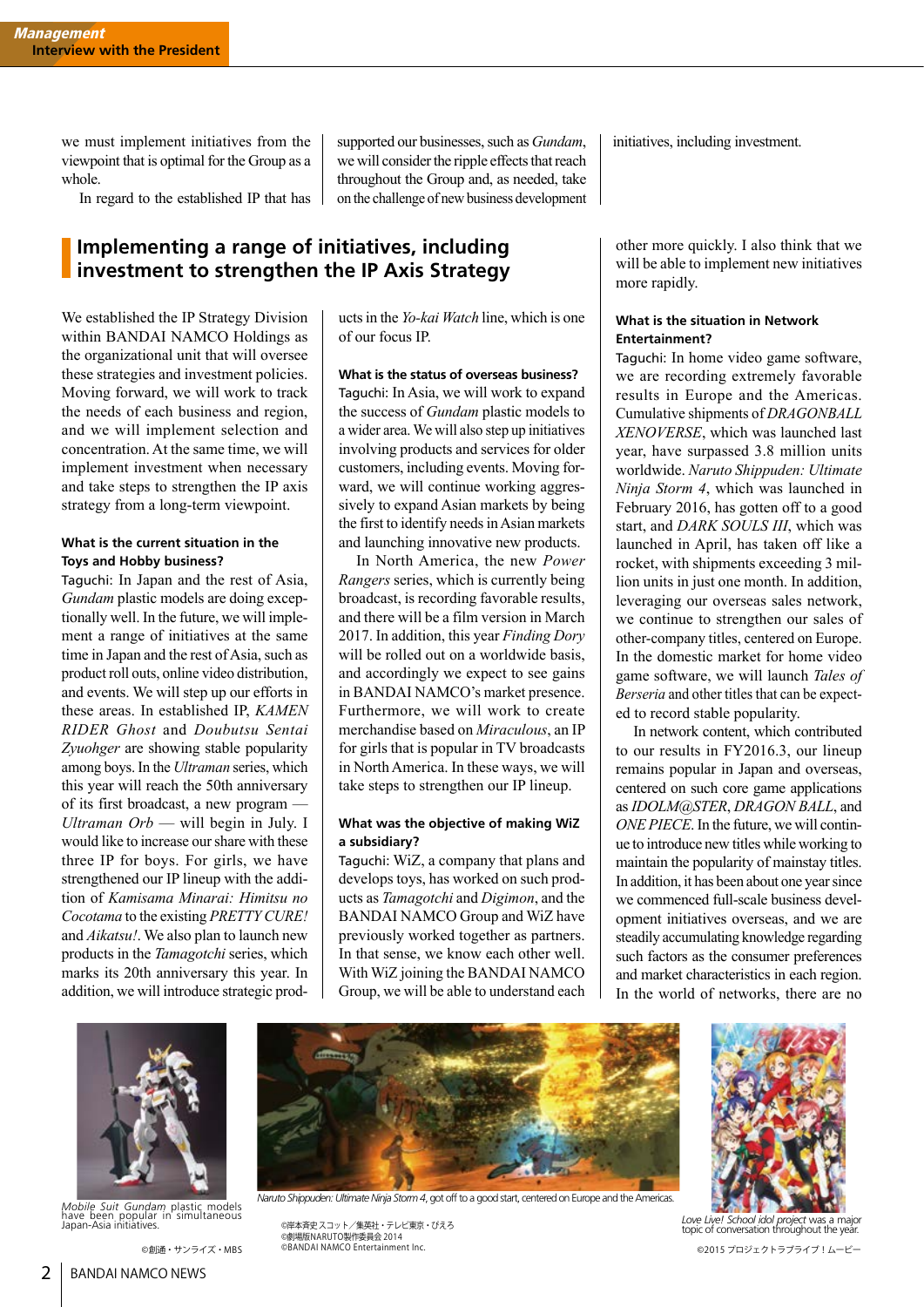we must implement initiatives from the viewpoint that is optimal for the Group as a whole.

In regard to the established IP that has supported our businesses, such as *Gundam*, we will consider the ripple effects that reach throughout the Group and, as needed, take on the challenge of new business development initiatives, including investment.

## Implementing a range of initiatives, including investment to strengthen the IP Axis Strategy

We established the IP Strategy Division within BANDAI NAMCO Holdings as the organizational unit that will oversee these strategies and investment policies. Moving forward, we will work to track the needs of each business and region, and we will implement selection and concentration. At the same time, we will implement investment when necessary and take steps to strengthen the IP axis strategy from a long-term viewpoint.

**What is the current situation in the Toys and Hobby business?**

Taguchi: In Japan and the rest of Asia, *Gundam* plastic models are doing exceptionally well. In the future, we will implement a range of initiatives at the same time in Japan and the rest of Asia, such as product roll outs, online video distribution, and events. We will step up our efforts in these areas. In established IP, *KAMEN RIDER Ghost* and *Doubutsu Sentai Zyuohger* are showing stable popularity among boys. In the *Ultraman* series, which this year will reach the 50th anniversary of its first broadcast, a new program — *Ultraman Orb* — will begin in July. I would like to increase our share with these three IP for boys. For girls, we have strengthened our IP lineup with the addition of *Kamisama Minarai: Himitsu no Cocotama* to the existing *PRETTY CURE!* and *Aikatsu!*. We also plan to launch new products in the *Tamagotchi* series, which marks its 20th anniversary this year. In addition, we will introduce strategic products in the *Yo-kai Watch* line, which is one of our focus IP.

**What is the status of overseas business?**

Taguchi: In Asia, we will work to expand the success of *Gundam* plastic models to a wider area. We will also step up initiatives involving products and services for older customers, including events. Moving forward, we will continue working aggressively to expand Asian markets by being the first to identify needs in Asian markets and launching innovative new products.

In North America, the new *Power Rangers* series, which is currently being broadcast, is recording favorable results, and there will be a film version in March 2017. In addition, this year *Finding Dory* will be rolled out on a worldwide basis, and accordingly we expect to see gains in BANDAI NAMCO's market presence. Furthermore, we will work to create merchandise based on *Miraculous*, an IP for girls that is popular in TV broadcasts in North America. In these ways, we will take steps to strengthen our IP lineup.

**What was the objective of making WiZ a subsidiary?**

Taguchi: WiZ, a company that plans and develops toys, has worked on such products as *Tamagotchi* and *Digimon*, and the BANDAI NAMCO Group and WiZ have previously worked together as partners. In that sense, we know each other well. With WiZ joining the BANDAI NAMCO Group, we will be able to understand each other more quickly. I also think that we will be able to implement new initiatives more rapidly.

**What is the situation in Network Entertainment?**

Taguchi: In home video game software, we are recording extremely favorable results in Europe and the Americas. Cumulative shipments of *DRAGONBALL XENOVERSE*, which was launched last year, have surpassed 3.8 million units worldwide. *Naruto Shippuden: Ultimate Ninja Storm 4*, which was launched in February 2016, has gotten off to a good start, and *DARK SOULS III*, which was launched in April, has taken off like a rocket, with shipments exceeding 3 million units in just one month. In addition, leveraging our overseas sales network, we continue to strengthen our sales of other-company titles, centered on Europe. In the domestic market for home video game software, we will launch *Tales of Berseria* and other titles that can be expected to record stable popularity.

In network content, which contributed to our results in FY2016.3, our lineup remains popular in Japan and overseas, centered on such core game applications as *IDOLM@STER*, *DRAGON BALL*, and *ONE PIECE*. In the future, we will continue to introduce new titles while working to maintain the popularity of mainstay titles. In addition, it has been about one year since we commenced full-scale business development initiatives overseas, and we are steadily accumulating knowledge regarding such factors as the consumer preferences and market characteristics in each region. In the world of networks, there are no

*Mobile Suit Gundam* plastic models have been popular in simultaneous Japan-Asia initiatives.

©創通・サンライズ・MBS

*Naruto Shippuden: Ultimate Ninja Storm 4*, got off to a good start, centered on Europe and the Americas.

©岸本斉史 スコット／集英社・テレビ東京・ぴえろ
©劇場版NARUTO製作委員会 2014
©BANDAI NAMCO Entertainment Inc.

*Love Live! School idol project* was a major topic of conversation throughout the year.

©2015 プロジェクトラブライブ！ムービー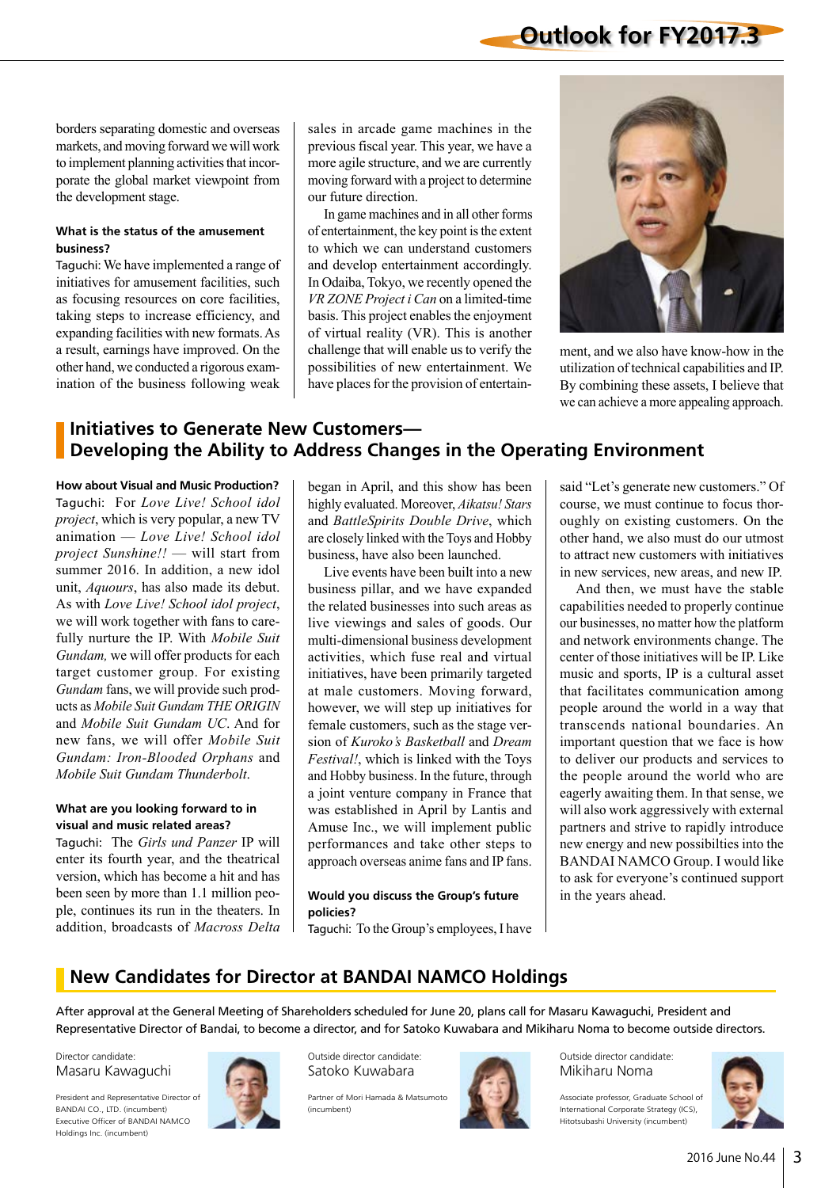# Outlook for FY2017.3

borders separating domestic and overseas markets, and moving forward we will work to implement planning activities that incorporate the global market viewpoint from the development stage.

**What is the status of the amusement business?**

Taguchi: We have implemented a range of initiatives for amusement facilities, such as focusing resources on core facilities, taking steps to increase efficiency, and expanding facilities with new formats. As a result, earnings have improved. On the other hand, we conducted a rigorous examination of the business following weak sales in arcade game machines in the previous fiscal year. This year, we have a more agile structure, and we are currently moving forward with a project to determine our future direction.

In game machines and in all other forms of entertainment, the key point is the extent to which we can understand customers and develop entertainment accordingly. In Odaiba, Tokyo, we recently opened the *VR ZONE Project i Can* on a limited-time basis. This project enables the enjoyment of virtual reality (VR). This is another challenge that will enable us to verify the possibilities of new entertainment. We have places for the provision of entertainment, and we also have know-how in the utilization of technical capabilities and IP. By combining these assets, I believe that we can achieve a more appealing approach.

## Initiatives to Generate New Customers— Developing the Ability to Address Changes in the Operating Environment

**How about Visual and Music Production?**

Taguchi: For *Love Live! School idol project*, which is very popular, a new TV animation — *Love Live! School idol project Sunshine!!* — will start from summer 2016. In addition, a new idol unit, *Aquours*, has also made its debut. As with *Love Live! School idol project*, we will work together with fans to carefully nurture the IP. With *Mobile Suit Gundam,* we will offer products for each target customer group. For existing *Gundam* fans, we will provide such products as *Mobile Suit Gundam THE ORIGIN* and *Mobile Suit Gundam UC*. And for new fans, we will offer *Mobile Suit Gundam: Iron-Blooded Orphans* and *Mobile Suit Gundam Thunderbolt*.

**What are you looking forward to in visual and music related areas?**

Taguchi: The *Girls und Panzer* IP will enter its fourth year, and the theatrical version, which has become a hit and has been seen by more than 1.1 million people, continues its run in the theaters. In addition, broadcasts of *Macross Delta* began in April, and this show has been highly evaluated. Moreover, *Aikatsu! Stars* and *BattleSpirits Double Drive*, which are closely linked with the Toys and Hobby business, have also been launched.

Live events have been built into a new business pillar, and we have expanded the related businesses into such areas as live viewings and sales of goods. Our multi-dimensional business development activities, which fuse real and virtual initiatives, have been primarily targeted at male customers. Moving forward, however, we will step up initiatives for female customers, such as the stage version of *Kuroko's Basketball* and *Dream Festival!*, which is linked with the Toys and Hobby business. In the future, through a joint venture company in France that was established in April by Lantis and Amuse Inc., we will implement public performances and take other steps to approach overseas anime fans and IP fans.

**Would you discuss the Group's future policies?**

Taguchi: To the Group's employees, I have said "Let's generate new customers." Of course, we must continue to focus thoroughly on existing customers. On the other hand, we also must do our utmost to attract new customers with initiatives in new services, new areas, and new IP.

And then, we must have the stable capabilities needed to properly continue our businesses, no matter how the platform and network environments change. The center of those initiatives will be IP. Like music and sports, IP is a cultural asset that facilitates communication among people around the world in a way that transcends national boundaries. An important question that we face is how to deliver our products and services to the people around the world who are eagerly awaiting them. In that sense, we will also work aggressively with external partners and strive to rapidly introduce new energy and new possibilties into the BANDAI NAMCO Group. I would like to ask for everyone's continued support in the years ahead.

## New Candidates for Director at BANDAI NAMCO Holdings

After approval at the General Meeting of Shareholders scheduled for June 20, plans call for Masaru Kawaguchi, President and Representative Director of Bandai, to become a director, and for Satoko Kuwabara and Mikiharu Noma to become outside directors.

Director candidate:
Masaru Kawaguchi

President and Representative Director of BANDAI CO., LTD. (incumbent)
Executive Officer of BANDAI NAMCO Holdings Inc. (incumbent)

Outside director candidate:
Satoko Kuwabara

Partner of Mori Hamada & Matsumoto (incumbent)

Outside director candidate:
Mikiharu Noma

Associate professor, Graduate School of International Corporate Strategy (ICS), Hitotsubashi University (incumbent)